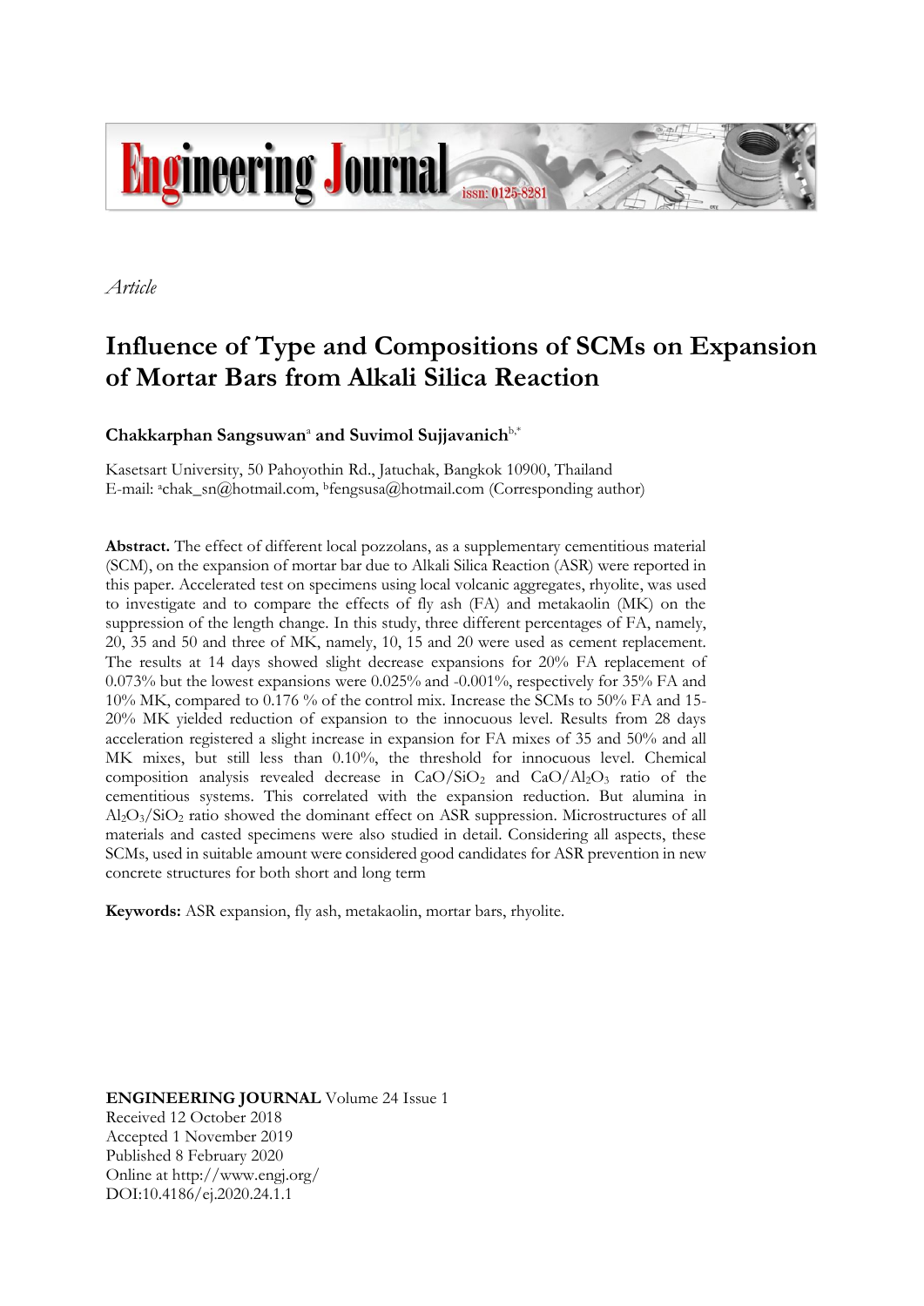# Engineering Journal

*Article*

# Influence of Type and Compositions of SCMs on Expansion of Mortar Bars from Alkali Silica Reaction

**Chakkarphan Sangsuwan**[a] **and Suvimol Sujjavanich**[b,*]

Kasetsart University, 50 Pahoyothin Rd., Jatuchak, Bangkok 10900, Thailand
E-mail: [a]chak_sn@hotmail.com, [b]fengsusa@hotmail.com (Corresponding author)

**Abstract.** The effect of different local pozzolans, as a supplementary cementitious material (SCM), on the expansion of mortar bar due to Alkali Silica Reaction (ASR) were reported in this paper. Accelerated test on specimens using local volcanic aggregates, rhyolite, was used to investigate and to compare the effects of fly ash (FA) and metakaolin (MK) on the suppression of the length change. In this study, three different percentages of FA, namely, 20, 35 and 50 and three of MK, namely, 10, 15 and 20 were used as cement replacement. The results at 14 days showed slight decrease expansions for 20% FA replacement of 0.073% but the lowest expansions were 0.025% and -0.001%, respectively for 35% FA and 10% MK, compared to 0.176 % of the control mix. Increase the SCMs to 50% FA and 15-20% MK yielded reduction of expansion to the innocuous level. Results from 28 days acceleration registered a slight increase in expansion for FA mixes of 35 and 50% and all MK mixes, but still less than 0.10%, the threshold for innocuous level. Chemical composition analysis revealed decrease in $CaO/SiO_2$ and $CaO/Al_2O_3$ ratio of the cementitious systems. This correlated with the expansion reduction. But alumina in $Al_2O_3/SiO_2$ ratio showed the dominant effect on ASR suppression. Microstructures of all materials and casted specimens were also studied in detail. Considering all aspects, these SCMs, used in suitable amount were considered good candidates for ASR prevention in new concrete structures for both short and long term

**Keywords:** ASR expansion, fly ash, metakaolin, mortar bars, rhyolite.

**ENGINEERING JOURNAL** Volume 24 Issue 1
Received 12 October 2018
Accepted 1 November 2019
Published 8 February 2020
Online at http://www.engj.org/
DOI:10.4186/ej.2020.24.1.1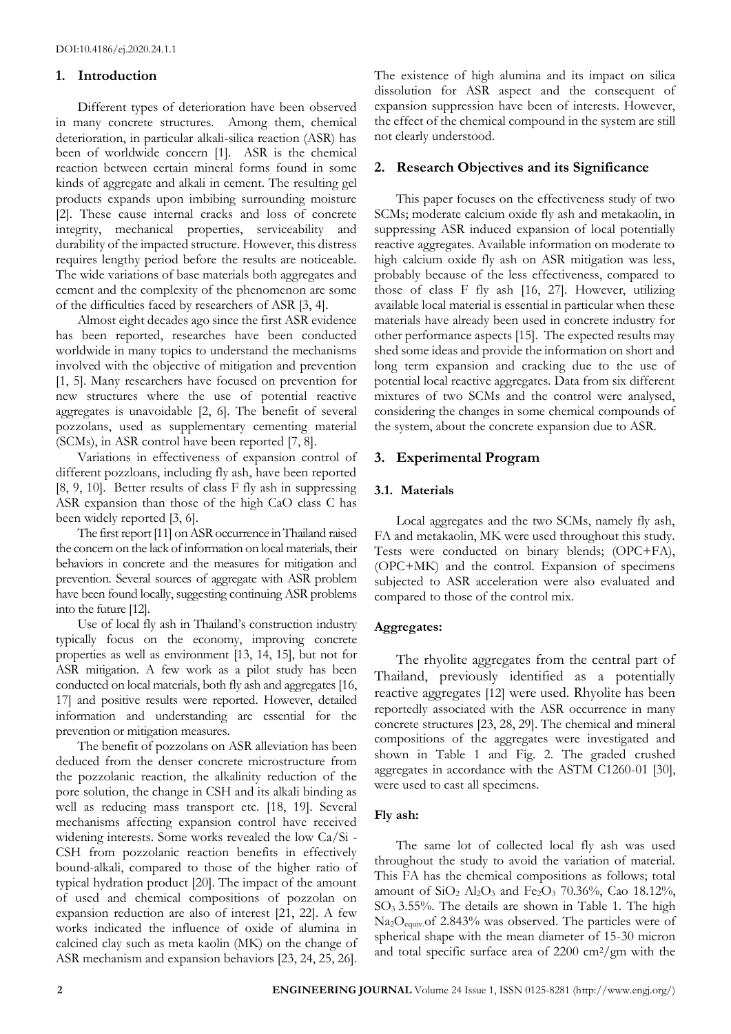DOI:10.4186/ej.2020.24.1.1

## 1. Introduction

Different types of deterioration have been observed in many concrete structures. Among them, chemical deterioration, in particular alkali-silica reaction (ASR) has been of worldwide concern [1]. ASR is the chemical reaction between certain mineral forms found in some kinds of aggregate and alkali in cement. The resulting gel products expands upon imbibing surrounding moisture [2]. These cause internal cracks and loss of concrete integrity, mechanical properties, serviceability and durability of the impacted structure. However, this distress requires lengthy period before the results are noticeable. The wide variations of base materials both aggregates and cement and the complexity of the phenomenon are some of the difficulties faced by researchers of ASR [3, 4].

Almost eight decades ago since the first ASR evidence has been reported, researches have been conducted worldwide in many topics to understand the mechanisms involved with the objective of mitigation and prevention [1, 5]. Many researchers have focused on prevention for new structures where the use of potential reactive aggregates is unavoidable [2, 6]. The benefit of several pozzolans, used as supplementary cementing material (SCMs), in ASR control have been reported [7, 8].

Variations in effectiveness of expansion control of different pozzloans, including fly ash, have been reported [8, 9, 10]. Better results of class F fly ash in suppressing ASR expansion than those of the high CaO class C has been widely reported [3, 6].

The first report [11] on ASR occurrence in Thailand raised the concern on the lack of information on local materials, their behaviors in concrete and the measures for mitigation and prevention. Several sources of aggregate with ASR problem have been found locally, suggesting continuing ASR problems into the future [12].

Use of local fly ash in Thailand's construction industry typically focus on the economy, improving concrete properties as well as environment [13, 14, 15], but not for ASR mitigation. A few work as a pilot study has been conducted on local materials, both fly ash and aggregates [16, 17] and positive results were reported. However, detailed information and understanding are essential for the prevention or mitigation measures.

The benefit of pozzolans on ASR alleviation has been deduced from the denser concrete microstructure from the pozzolanic reaction, the alkalinity reduction of the pore solution, the change in CSH and its alkali binding as well as reducing mass transport etc. [18, 19]. Several mechanisms affecting expansion control have received widening interests. Some works revealed the low Ca/Si - CSH from pozzolanic reaction benefits in effectively bound-alkali, compared to those of the higher ratio of typical hydration product [20]. The impact of the amount of used and chemical compositions of pozzolan on expansion reduction are also of interest [21, 22]. A few works indicated the influence of oxide of alumina in calcined clay such as meta kaolin (MK) on the change of ASR mechanism and expansion behaviors [23, 24, 25, 26]. The existence of high alumina and its impact on silica dissolution for ASR aspect and the consequent of expansion suppression have been of interests. However, the effect of the chemical compound in the system are still not clearly understood.

## 2. Research Objectives and its Significance

This paper focuses on the effectiveness study of two SCMs; moderate calcium oxide fly ash and metakaolin, in suppressing ASR induced expansion of local potentially reactive aggregates. Available information on moderate to high calcium oxide fly ash on ASR mitigation was less, probably because of the less effectiveness, compared to those of class F fly ash [16, 27]. However, utilizing available local material is essential in particular when these materials have already been used in concrete industry for other performance aspects [15]. The expected results may shed some ideas and provide the information on short and long term expansion and cracking due to the use of potential local reactive aggregates. Data from six different mixtures of two SCMs and the control were analysed, considering the changes in some chemical compounds of the system, about the concrete expansion due to ASR.

## 3. Experimental Program

### 3.1. Materials

Local aggregates and the two SCMs, namely fly ash, FA and metakaolin, MK were used throughout this study. Tests were conducted on binary blends; (OPC+FA), (OPC+MK) and the control. Expansion of specimens subjected to ASR acceleration were also evaluated and compared to those of the control mix.

#### Aggregates:

The rhyolite aggregates from the central part of Thailand, previously identified as a potentially reactive aggregates [12] were used. Rhyolite has been reportedly associated with the ASR occurrence in many concrete structures [23, 28, 29]. The chemical and mineral compositions of the aggregates were investigated and shown in Table 1 and Fig. 2. The graded crushed aggregates in accordance with the ASTM C1260-01 [30], were used to cast all specimens.

#### Fly ash:

The same lot of collected local fly ash was used throughout the study to avoid the variation of material. This FA has the chemical compositions as follows; total amount of $SiO_2$ $Al_2O_3$ and $Fe_2O_3$ 70.36%, Cao 18.12%, $SO_3$ 3.55%. The details are shown in Table 1. The high $Na_2O_{equiv.}$of 2.843% was observed. The particles were of spherical shape with the mean diameter of 15-30 micron and total specific surface area of 2200 $cm^2/gm$ with the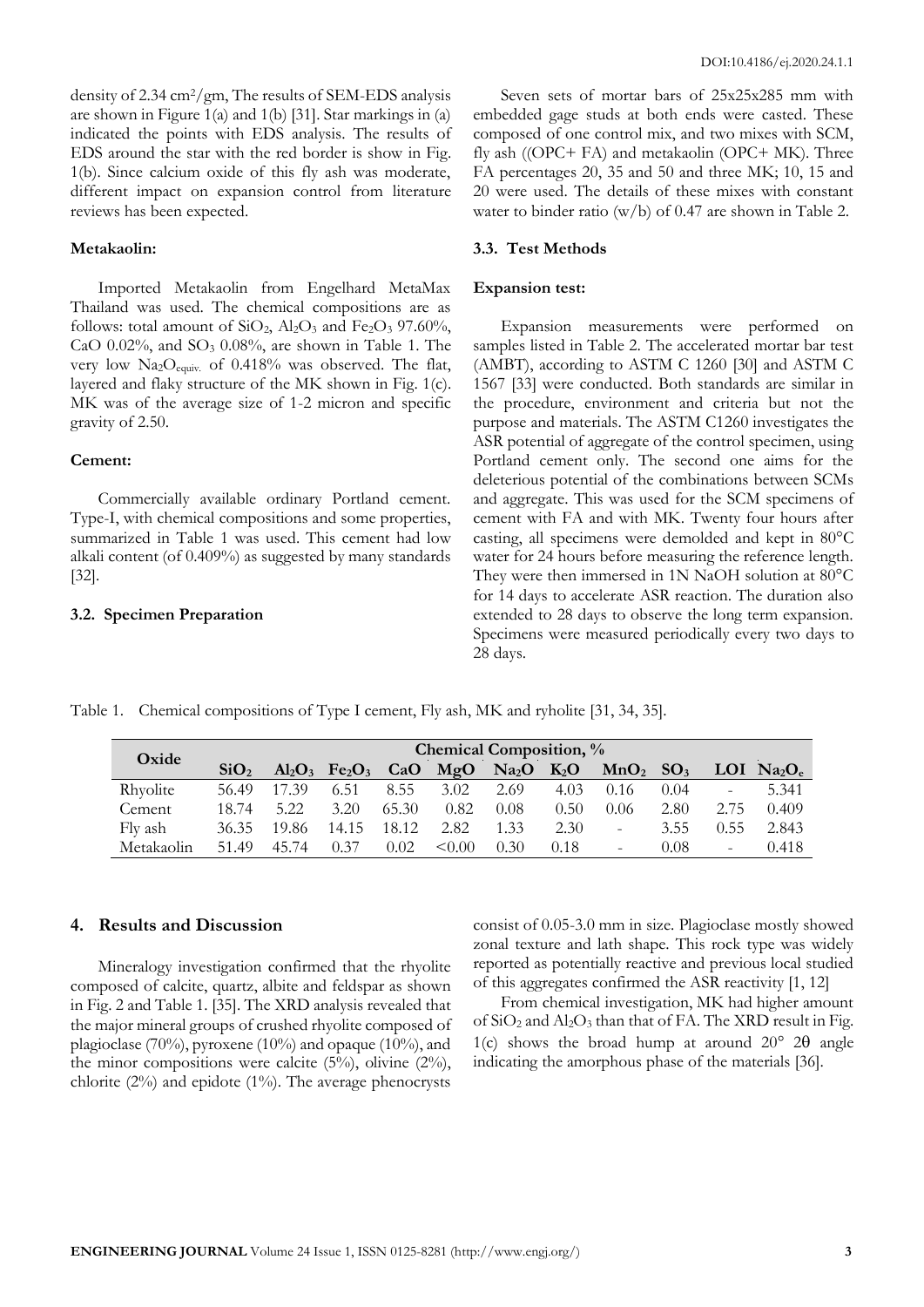density of 2.34 cm$^2$/gm, The results of SEM-EDS analysis are shown in Figure 1(a) and 1(b) [31]. Star markings in (a) indicated the points with EDS analysis. The results of EDS around the star with the red border is show in Fig. 1(b). Since calcium oxide of this fly ash was moderate, different impact on expansion control from literature reviews has been expected.

#### Metakaolin:

Imported Metakaolin from Engelhard MetaMax Thailand was used. The chemical compositions are as follows: total amount of $SiO_2$, $Al_2O_3$ and $Fe_2O_3$ 97.60%, CaO 0.02%, and $SO_3$ 0.08%, are shown in Table 1. The very low $Na_2O_{equiv.}$ of 0.418% was observed. The flat, layered and flaky structure of the MK shown in Fig. 1(c). MK was of the average size of 1-2 micron and specific gravity of 2.50.

#### Cement:

Commercially available ordinary Portland cement. Type-I, with chemical compositions and some properties, summarized in Table 1 was used. This cement had low alkali content (of 0.409%) as suggested by many standards [32].

### 3.2. Specimen Preparation

Seven sets of mortar bars of 25x25x285 mm with embedded gage studs at both ends were casted. These composed of one control mix, and two mixes with SCM, fly ash ((OPC+ FA) and metakaolin (OPC+ MK). Three FA percentages 20, 35 and 50 and three MK; 10, 15 and 20 were used. The details of these mixes with constant water to binder ratio (w/b) of 0.47 are shown in Table 2.

### 3.3. Test Methods

#### Expansion test:

Expansion measurements were performed on samples listed in Table 2. The accelerated mortar bar test (AMBT), according to ASTM C 1260 [30] and ASTM C 1567 [33] were conducted. Both standards are similar in the procedure, environment and criteria but not the purpose and materials. The ASTM C1260 investigates the ASR potential of aggregate of the control specimen, using Portland cement only. The second one aims for the deleterious potential of the combinations between SCMs and aggregate. This was used for the SCM specimens of cement with FA and with MK. Twenty four hours after casting, all specimens were demolded and kept in 80°C water for 24 hours before measuring the reference length. They were then immersed in 1N NaOH solution at 80°C for 14 days to accelerate ASR reaction. The duration also extended to 28 days to observe the long term expansion. Specimens were measured periodically every two days to 28 days.

Table 1. Chemical compositions of Type I cement, Fly ash, MK and ryholite [31, 34, 35].

| Oxide | Chemical Composition, % | | | | | | | | | | |
|---|---|---|---|---|---|---|---|---|---|---|---|
| | $SiO_2$ | $Al_2O_3$ | $Fe_2O_3$ | CaO | MgO | $Na_2O$ | $K_2O$ | $MnO_2$ | $SO_3$ | LOI | $Na_2O_e$ |
| Rhyolite | 56.49 | 17.39 | 6.51 | 8.55 | 3.02 | 2.69 | 4.03 | 0.16 | 0.04 | - | 5.341 |
| Cement | 18.74 | 5.22 | 3.20 | 65.30 | 0.82 | 0.08 | 0.50 | 0.06 | 2.80 | 2.75 | 0.409 |
| Fly ash | 36.35 | 19.86 | 14.15 | 18.12 | 2.82 | 1.33 | 2.30 | - | 3.55 | 0.55 | 2.843 |
| Metakaolin | 51.49 | 45.74 | 0.37 | 0.02 | <0.00 | 0.30 | 0.18 | - | 0.08 | - | 0.418 |

## 4. Results and Discussion

Mineralogy investigation confirmed that the rhyolite composed of calcite, quartz, albite and feldspar as shown in Fig. 2 and Table 1. [35]. The XRD analysis revealed that the major mineral groups of crushed rhyolite composed of plagioclase (70%), pyroxene (10%) and opaque (10%), and the minor compositions were calcite (5%), olivine (2%), chlorite (2%) and epidote (1%). The average phenocrysts consist of 0.05-3.0 mm in size. Plagioclase mostly showed zonal texture and lath shape. This rock type was widely reported as potentially reactive and previous local studied of this aggregates confirmed the ASR reactivity [1, 12]

From chemical investigation, MK had higher amount of $SiO_2$ and $Al_2O_3$ than that of FA. The XRD result in Fig. 1(c) shows the broad hump at around 20° 2θ angle indicating the amorphous phase of the materials [36].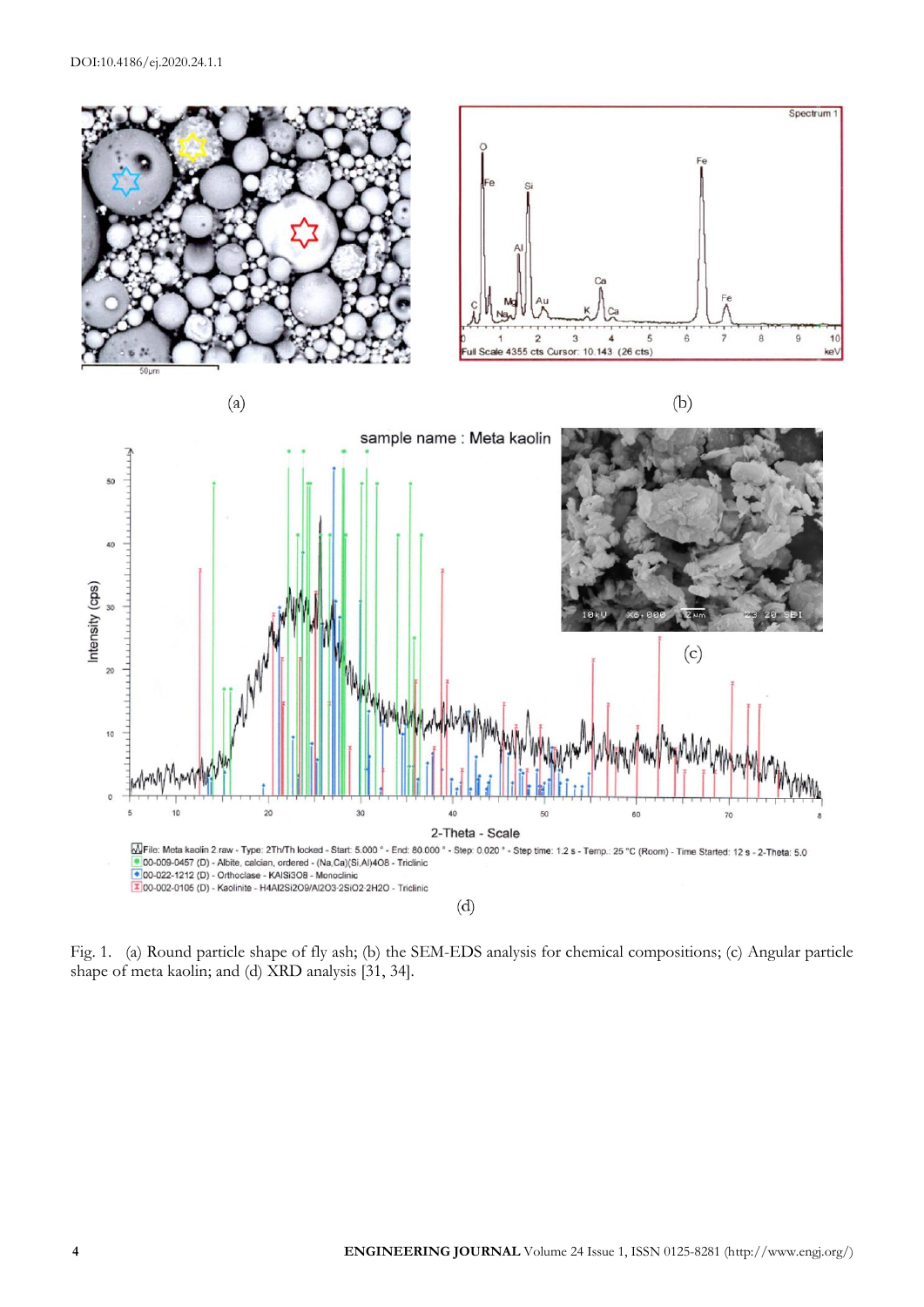(a)

(b)

(c)

(d)

Fig. 1. (a) Round particle shape of fly ash; (b) the SEM-EDS analysis for chemical compositions; (c) Angular particle shape of meta kaolin; and (d) XRD analysis [31, 34].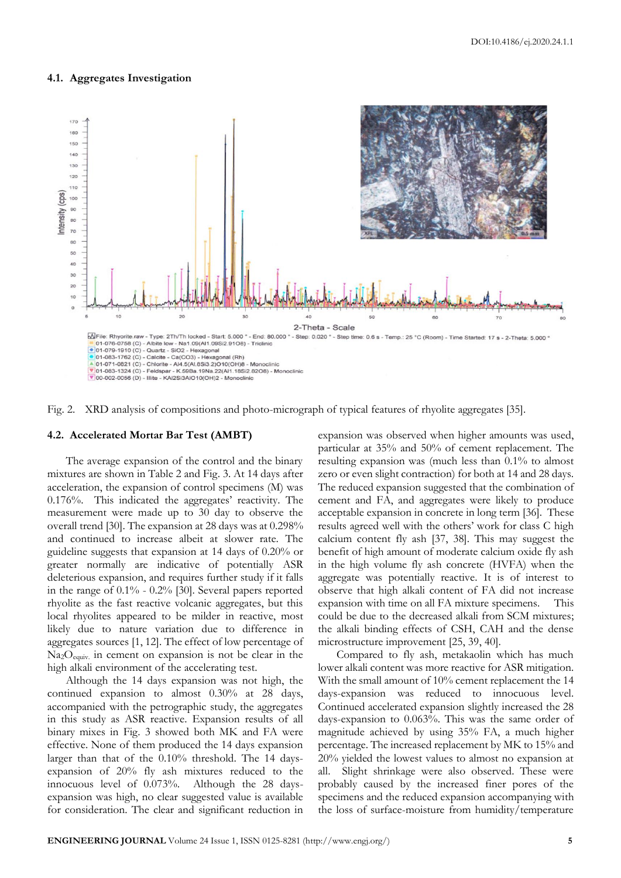### 4.1. Aggregates Investigation

Fig. 2. XRD analysis of compositions and photo-micrograph of typical features of rhyolite aggregates [35].

### 4.2. Accelerated Mortar Bar Test (AMBT)

The average expansion of the control and the binary mixtures are shown in Table 2 and Fig. 3. At 14 days after acceleration, the expansion of control specimens (M) was 0.176%. This indicated the aggregates' reactivity. The measurement were made up to 30 day to observe the overall trend [30]. The expansion at 28 days was at 0.298% and continued to increase albeit at slower rate. The guideline suggests that expansion at 14 days of 0.20% or greater normally are indicative of potentially ASR deleterious expansion, and requires further study if it falls in the range of 0.1% - 0.2% [30]. Several papers reported rhyolite as the fast reactive volcanic aggregates, but this local rhyolites appeared to be milder in reactive, most likely due to nature variation due to difference in aggregates sources [1, 12]. The effect of low percentage of $Na_2O_{equiv.}$ in cement on expansion is not be clear in the high alkali environment of the accelerating test.

Although the 14 days expansion was not high, the continued expansion to almost 0.30% at 28 days, accompanied with the petrographic study, the aggregates in this study as ASR reactive. Expansion results of all binary mixes in Fig. 3 showed both MK and FA were effective. None of them produced the 14 days expansion larger than that of the 0.10% threshold. The 14 days-expansion of 20% fly ash mixtures reduced to the innocuous level of 0.073%. Although the 28 days-expansion was high, no clear suggested value is available for consideration. The clear and significant reduction in expansion was observed when higher amounts was used, particular at 35% and 50% of cement replacement. The resulting expansion was (much less than 0.1% to almost zero or even slight contraction) for both at 14 and 28 days. The reduced expansion suggested that the combination of cement and FA, and aggregates were likely to produce acceptable expansion in concrete in long term [36]. These results agreed well with the others' work for class C high calcium content fly ash [37, 38]. This may suggest the benefit of high amount of moderate calcium oxide fly ash in the high volume fly ash concrete (HVFA) when the aggregate was potentially reactive. It is of interest to observe that high alkali content of FA did not increase expansion with time on all FA mixture specimens. This could be due to the decreased alkali from SCM mixtures; the alkali binding effects of CSH, CAH and the dense microstructure improvement [25, 39, 40].

Compared to fly ash, metakaolin which has much lower alkali content was more reactive for ASR mitigation. With the small amount of 10% cement replacement the 14 days-expansion was reduced to innocuous level. Continued accelerated expansion slightly increased the 28 days-expansion to 0.063%. This was the same order of magnitude achieved by using 35% FA, a much higher percentage. The increased replacement by MK to 15% and 20% yielded the lowest values to almost no expansion at all. Slight shrinkage were also observed. These were probably caused by the increased finer pores of the specimens and the reduced expansion accompanying with the loss of surface-moisture from humidity/temperature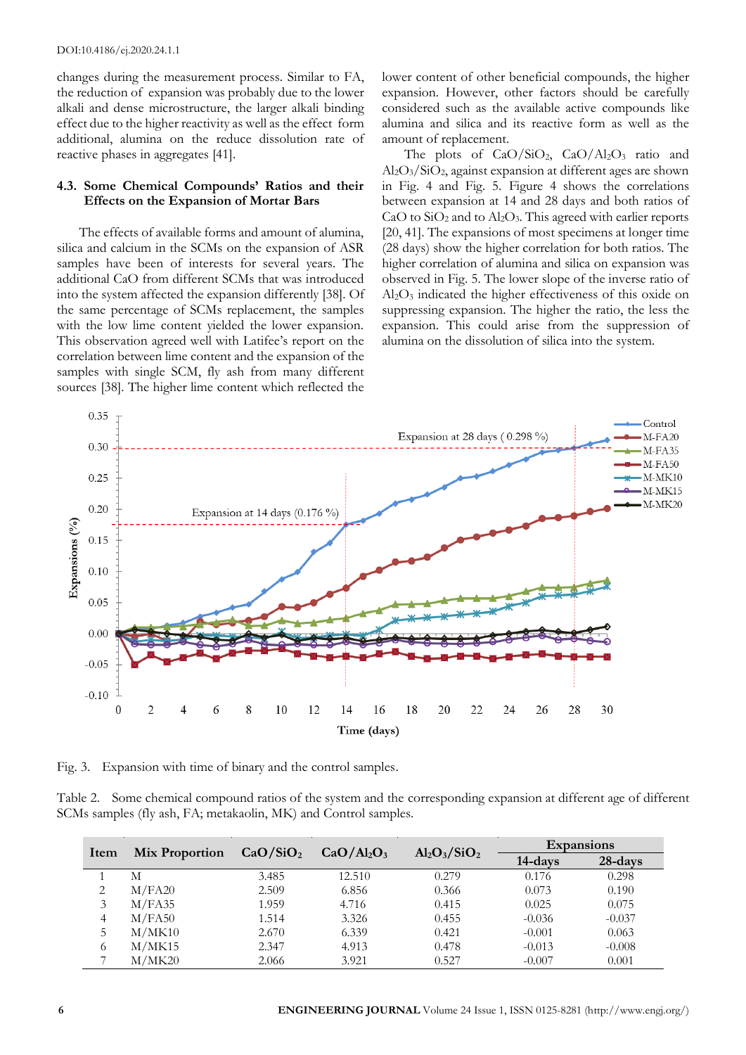changes during the measurement process. Similar to FA, the reduction of expansion was probably due to the lower alkali and dense microstructure, the larger alkali binding effect due to the higher reactivity as well as the effect form additional, alumina on the reduce dissolution rate of reactive phases in aggregates [41].

### 4.3. Some Chemical Compounds' Ratios and their Effects on the Expansion of Mortar Bars

The effects of available forms and amount of alumina, silica and calcium in the SCMs on the expansion of ASR samples have been of interests for several years. The additional CaO from different SCMs that was introduced into the system affected the expansion differently [38]. Of the same percentage of SCMs replacement, the samples with the low lime content yielded the lower expansion. This observation agreed well with Latifee's report on the correlation between lime content and the expansion of the samples with single SCM, fly ash from many different sources [38]. The higher lime content which reflected the lower content of other beneficial compounds, the higher expansion. However, other factors should be carefully considered such as the available active compounds like alumina and silica and its reactive form as well as the amount of replacement.

The plots of $CaO/SiO_2$, $CaO/Al_2O_3$ ratio and $Al_2O_3/SiO_2$, against expansion at different ages are shown in Fig. 4 and Fig. 5. Figure 4 shows the correlations between expansion at 14 and 28 days and both ratios of CaO to $SiO_2$ and to $Al_2O_3$. This agreed with earlier reports [20, 41]. The expansions of most specimens at longer time (28 days) show the higher correlation for both ratios. The higher correlation of alumina and silica on expansion was observed in Fig. 5. The lower slope of the inverse ratio of $Al_2O_3$ indicated the higher effectiveness of this oxide on suppressing expansion. The higher the ratio, the less the expansion. This could arise from the suppression of alumina on the dissolution of silica into the system.

Fig. 3. Expansion with time of binary and the control samples.

Table 2. Some chemical compound ratios of the system and the corresponding expansion at different age of different SCMs samples (fly ash, FA; metakaolin, MK) and Control samples.

| Item | Mix Proportion | $CaO/SiO_2$ | $CaO/Al_2O_3$ | $Al_2O_3/SiO_2$ | Expansions | |
|---|---|---|---|---|---|---|
| | | | | | 14-days | 28-days |
| 1 | M | 3.485 | 12.510 | 0.279 | 0.176 | 0.298 |
| 2 | M/FA20 | 2.509 | 6.856 | 0.366 | 0.073 | 0.190 |
| 3 | M/FA35 | 1.959 | 4.716 | 0.415 | 0.025 | 0.075 |
| 4 | M/FA50 | 1.514 | 3.326 | 0.455 | -0.036 | -0.037 |
| 5 | M/MK10 | 2.670 | 6.339 | 0.421 | -0.001 | 0.063 |
| 6 | M/MK15 | 2.347 | 4.913 | 0.478 | -0.013 | -0.008 |
| 7 | M/MK20 | 2.066 | 3.921 | 0.527 | -0.007 | 0.001 |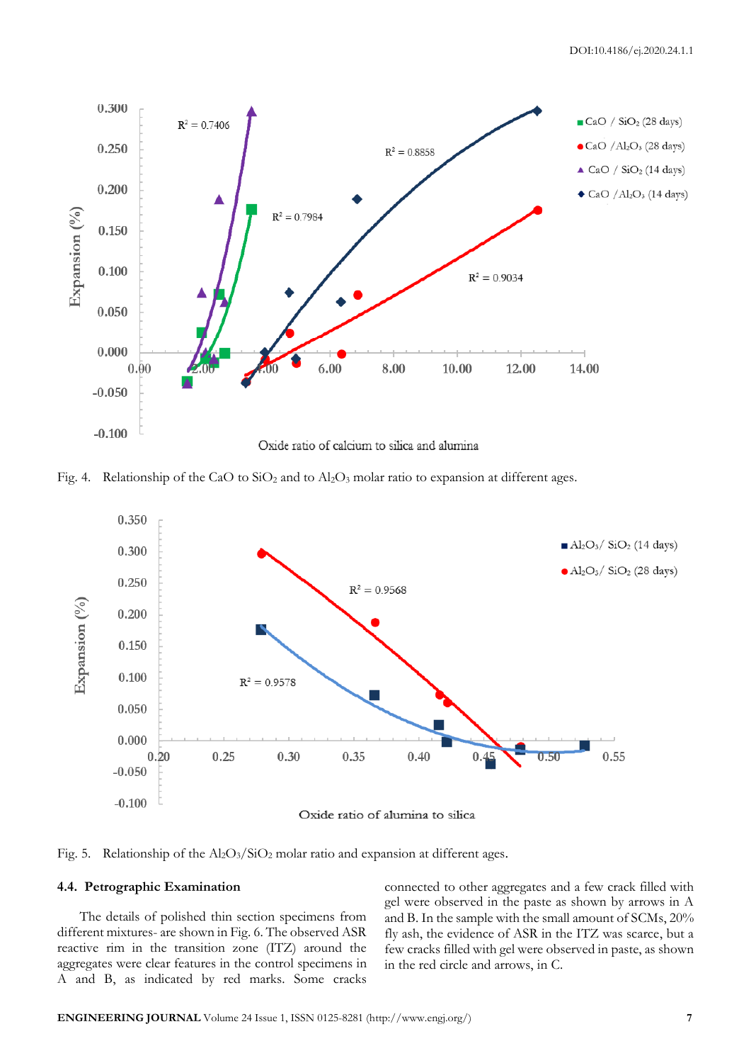Fig. 4. Relationship of the $CaO$ to $SiO_2$ and to $Al_2O_3$ molar ratio to expansion at different ages.

Fig. 5. Relationship of the $Al_2O_3/SiO_2$ molar ratio and expansion at different ages.

### 4.4. Petrographic Examination

The details of polished thin section specimens from different mixtures- are shown in Fig. 6. The observed ASR reactive rim in the transition zone (ITZ) around the aggregates were clear features in the control specimens in A and B, as indicated by red marks. Some cracks connected to other aggregates and a few crack filled with gel were observed in the paste as shown by arrows in A and B. In the sample with the small amount of SCMs, 20% fly ash, the evidence of ASR in the ITZ was scarce, but a few cracks filled with gel were observed in paste, as shown in the red circle and arrows, in C.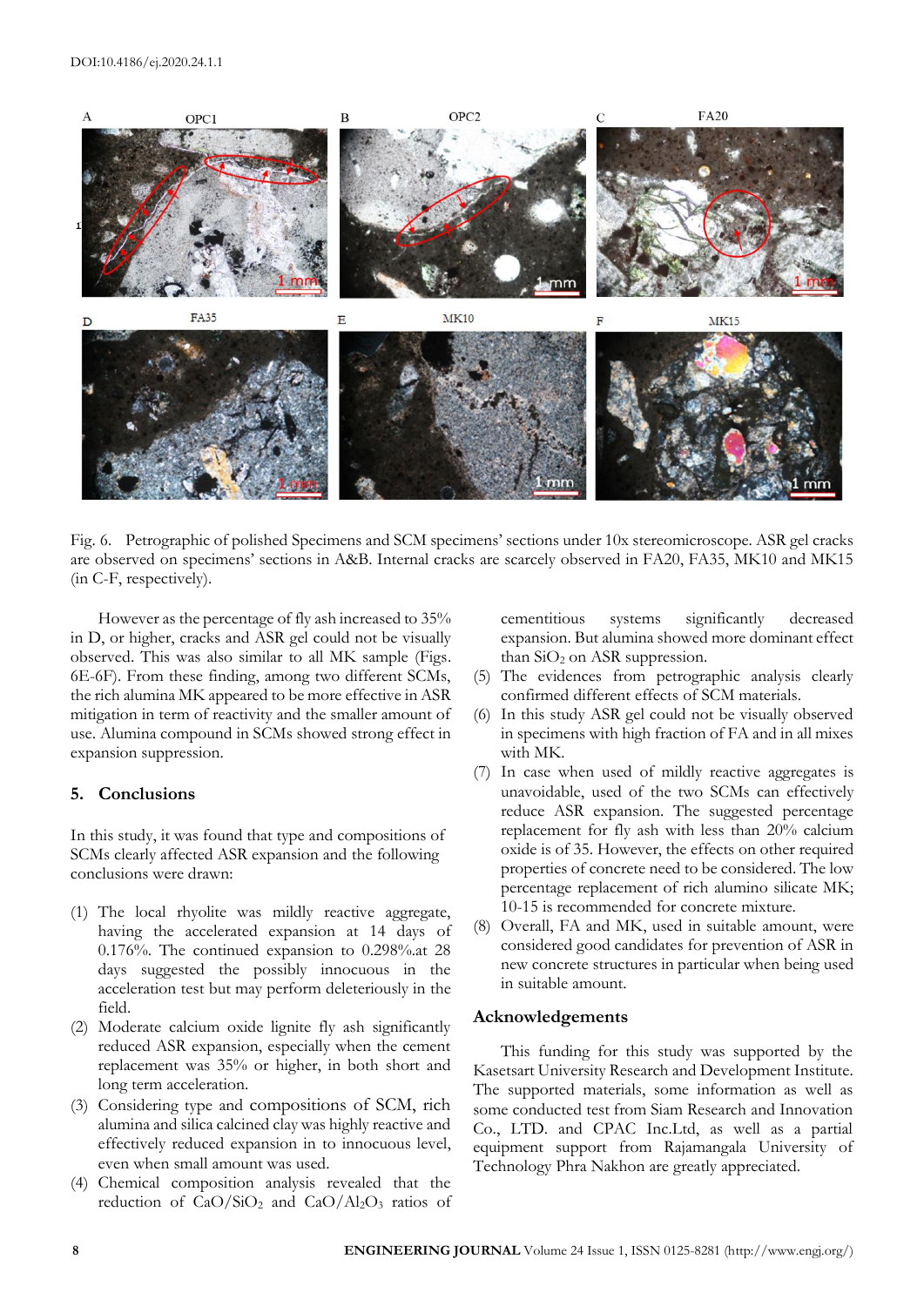Fig. 6. Petrographic of polished Specimens and SCM specimens' sections under 10x stereomicroscope. ASR gel cracks are observed on specimens' sections in A&B. Internal cracks are scarcely observed in FA20, FA35, MK10 and MK15 (in C-F, respectively).

However as the percentage of fly ash increased to 35% in D, or higher, cracks and ASR gel could not be visually observed. This was also similar to all MK sample (Figs. 6E-6F). From these finding, among two different SCMs, the rich alumina MK appeared to be more effective in ASR mitigation in term of reactivity and the smaller amount of use. Alumina compound in SCMs showed strong effect in expansion suppression.

## 5. Conclusions

In this study, it was found that type and compositions of SCMs clearly affected ASR expansion and the following conclusions were drawn:

(1) The local rhyolite was mildly reactive aggregate, having the accelerated expansion at 14 days of 0.176%. The continued expansion to 0.298%.at 28 days suggested the possibly innocuous in the acceleration test but may perform deleteriously in the field.

(2) Moderate calcium oxide lignite fly ash significantly reduced ASR expansion, especially when the cement replacement was 35% or higher, in both short and long term acceleration.

(3) Considering type and compositions of SCM, rich alumina and silica calcined clay was highly reactive and effectively reduced expansion in to innocuous level, even when small amount was used.

(4) Chemical composition analysis revealed that the reduction of $CaO/SiO_2$ and $CaO/Al_2O_3$ ratios of cementitious systems significantly decreased expansion. But alumina showed more dominant effect than $SiO_2$ on ASR suppression.

(5) The evidences from petrographic analysis clearly confirmed different effects of SCM materials.

(6) In this study ASR gel could not be visually observed in specimens with high fraction of FA and in all mixes with MK.

(7) In case when used of mildly reactive aggregates is unavoidable, used of the two SCMs can effectively reduce ASR expansion. The suggested percentage replacement for fly ash with less than 20% calcium oxide is of 35. However, the effects on other required properties of concrete need to be considered. The low percentage replacement of rich alumino silicate MK; 10-15 is recommended for concrete mixture.

(8) Overall, FA and MK, used in suitable amount, were considered good candidates for prevention of ASR in new concrete structures in particular when being used in suitable amount.

## Acknowledgements

This funding for this study was supported by the Kasetsart University Research and Development Institute. The supported materials, some information as well as some conducted test from Siam Research and Innovation Co., LTD. and CPAC Inc.Ltd, as well as a partial equipment support from Rajamangala University of Technology Phra Nakhon are greatly appreciated.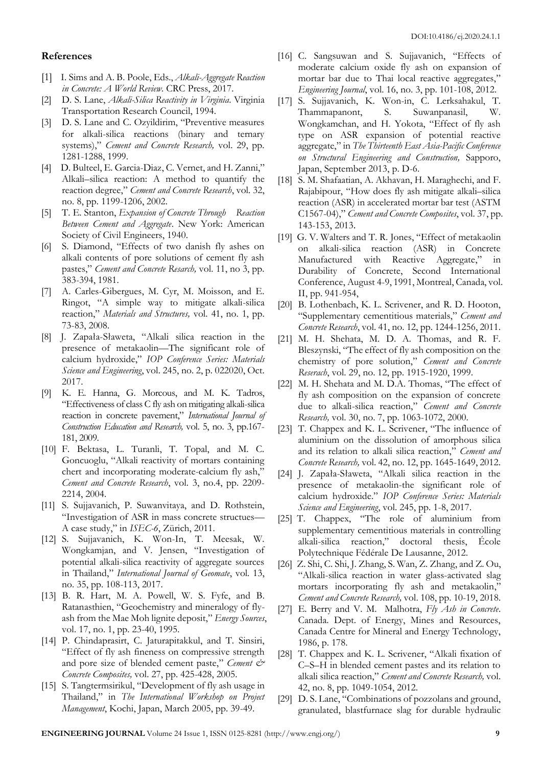## References

[1] I. Sims and A. B. Poole, Eds., *Alkali-Aggregate Reaction in Concrete: A World Review*. CRC Press, 2017.

[2] D. S. Lane, *Alkali-Silica Reactivity in Virginia*. Virginia Transportation Research Council, 1994.

[3] D. S. Lane and C. Ozyildirim, "Preventive measures for alkali-silica reactions (binary and ternary systems)," *Cement and Concrete Research,* vol. 29, pp. 1281-1288, 1999.

[4] D. Bulteel, E. Garcia-Diaz, C. Vernet, and H. Zanni," Alkali–silica reaction: A method to quantify the reaction degree," *Cement and Concrete Research*, vol. 32, no. 8, pp. 1199-1206, 2002.

[5] T. E. Stanton, *Expansion of Concrete Through Reaction Between Cement and Aggregate*. New York: American Society of Civil Engineers, 1940.

[6] S. Diamond, "Effects of two danish fly ashes on alkali contents of pore solutions of cement fly ash pastes," *Cement and Concrete Resarch,* vol. 11, no 3, pp. 383-394, 1981.

[7] A. Carles-Gibergues, M. Cyr, M. Moisson, and E. Ringot, "A simple way to mitigate alkali-silica reaction," *Materials and Structures,* vol. 41, no. 1, pp. 73-83, 2008.

[8] J. Zapała-Sławeta, "Alkali silica reaction in the presence of metakaolin—The significant role of calcium hydroxide," *IOP Conference Series: Materials Science and Engineering*, vol. 245, no. 2, p. 022020, Oct. 2017.

[9] K. E. Hanna, G. Morcous, and M. K. Tadros, "Effectiveness of class C fly ash on mitigating alkali-silica reaction in concrete pavement," *International Journal of Construction Education and Research,* vol. 5, no. 3, pp.167-181, 2009.

[10] F. Bektasa, L. Turanli, T. Topal, and M. C. Goncuoglu, "Alkali reactivity of mortars containing chert and incorporating moderate-calcium fly ash," *Cement and Concrete Research*, vol. 3, no.4, pp. 2209-2214, 2004.

[11] S. Sujjavanich, P. Suwanvitaya, and D. Rothstein, "Investigation of ASR in mass concrete structues—A case study," in *ISEC-6*, Zürich, 2011.

[12] S. Sujjavanich, K. Won-In, T. Meesak, W. Wongkamjan, and V. Jensen, "Investigation of potential alkali-silica reactivity of aggregate sources in Thailand," *International Journal of Geomate*, vol. 13, no. 35, pp. 108-113, 2017.

[13] B. R. Hart, M. A. Powell, W. S. Fyfe, and B. Ratanasthien, "Geochemistry and mineralogy of fly-ash from the Mae Moh lignite deposit," *Energy Sources*, vol. 17, no. 1, pp. 23-40, 1995.

[14] P. Chindaprasirt, C. Jaturapitakkul, and T. Sinsiri, "Effect of fly ash fineness on compressive strength and pore size of blended cement paste," *Cement & Concrete Composites,* vol. 27, pp. 425-428, 2005.

[15] S. Tangtermsirikul, "Development of fly ash usage in Thailand," in *The International Workshop on Project Management*, Kochi, Japan, March 2005, pp. 39-49.

[16] C. Sangsuwan and S. Sujjavanich, "Effects of moderate calcium oxide fly ash on expansion of mortar bar due to Thai local reactive aggregates," *Engineering Journal*, vol. 16, no. 3, pp. 101-108, 2012.

[17] S. Sujjavanich, K. Won-in, C. Lerksahakul, T. Thammapanont, S. Suwanpanasil, W. Wongkamchan, and H. Yokota, "Effect of fly ash type on ASR expansion of potential reactive aggregate," in *The Thirteenth East Asia-Pacific Conference on Structural Engineering and Construction,* Sapporo, Japan, September 2013, p. D-6.

[18] S. M. Shafaatian, A. Akhavan, H. Maraghechi, and F. Rajabipour, "How does fly ash mitigate alkali–silica reaction (ASR) in accelerated mortar bar test (ASTM C1567-04)," *Cement and Concrete Composites*, vol. 37, pp. 143-153, 2013.

[19] G. V. Walters and T. R. Jones, "Effect of metakaolin on alkali-silica reaction (ASR) in Concrete Manufactured with Reactive Aggregate," in Durability of Concrete, Second International Conference, August 4-9, 1991, Montreal, Canada, vol. II, pp. 941-954,

[20] B. Lothenbach, K. L. Scrivener, and R. D. Hooton, "Supplementary cementitious materials," *Cement and Concrete Research*, vol. 41, no. 12, pp. 1244-1256, 2011.

[21] M. H. Shehata, M. D. A. Thomas, and R. F. Bleszynski, "The effect of fly ash composition on the chemistry of pore solution," *Cement and Concrete Reserach*, vol. 29, no. 12, pp. 1915-1920, 1999.

[22] M. H. Shehata and M. D.A. Thomas, "The effect of fly ash composition on the expansion of concrete due to alkali-silica reaction," *Cement and Concrete Research,* vol. 30, no. 7, pp. 1063-1072, 2000.

[23] T. Chappex and K. L. Scrivener, "The influence of aluminium on the dissolution of amorphous silica and its relation to alkali silica reaction," *Cement and Concrete Research,* vol. 42, no. 12, pp. 1645-1649, 2012.

[24] J. Zapała-Sławeta, "Alkali silica reaction in the presence of metakaolin-the significant role of calcium hydroxide." *IOP Conference Series: Materials Science and Engineering*, vol. 245, pp. 1-8, 2017.

[25] T. Chappex, "The role of aluminium from supplementary cementitious materials in controlling alkali-silica reaction," doctoral thesis, École Polytechnique Fédérale De Lausanne, 2012.

[26] Z. Shi, C. Shi, J. Zhang, S. Wan, Z. Zhang, and Z. Ou, "Alkali-silica reaction in water glass-activated slag mortars incorporating fly ash and metakaolin," *Cement and Concrete Research,* vol. 108, pp. 10-19, 2018.

[27] E. Berry and V. M. Malhotra, *Fly Ash in Concrete*. Canada. Dept. of Energy, Mines and Resources, Canada Centre for Mineral and Energy Technology, 1986, p. 178.

[28] T. Chappex and K. L. Scrivener, "Alkali fixation of C–S–H in blended cement pastes and its relation to alkali silica reaction," *Cement and Concrete Research,* vol. 42, no. 8, pp. 1049-1054, 2012.

[29] D. S. Lane, "Combinations of pozzolans and ground, granulated, blastfurnace slag for durable hydraulic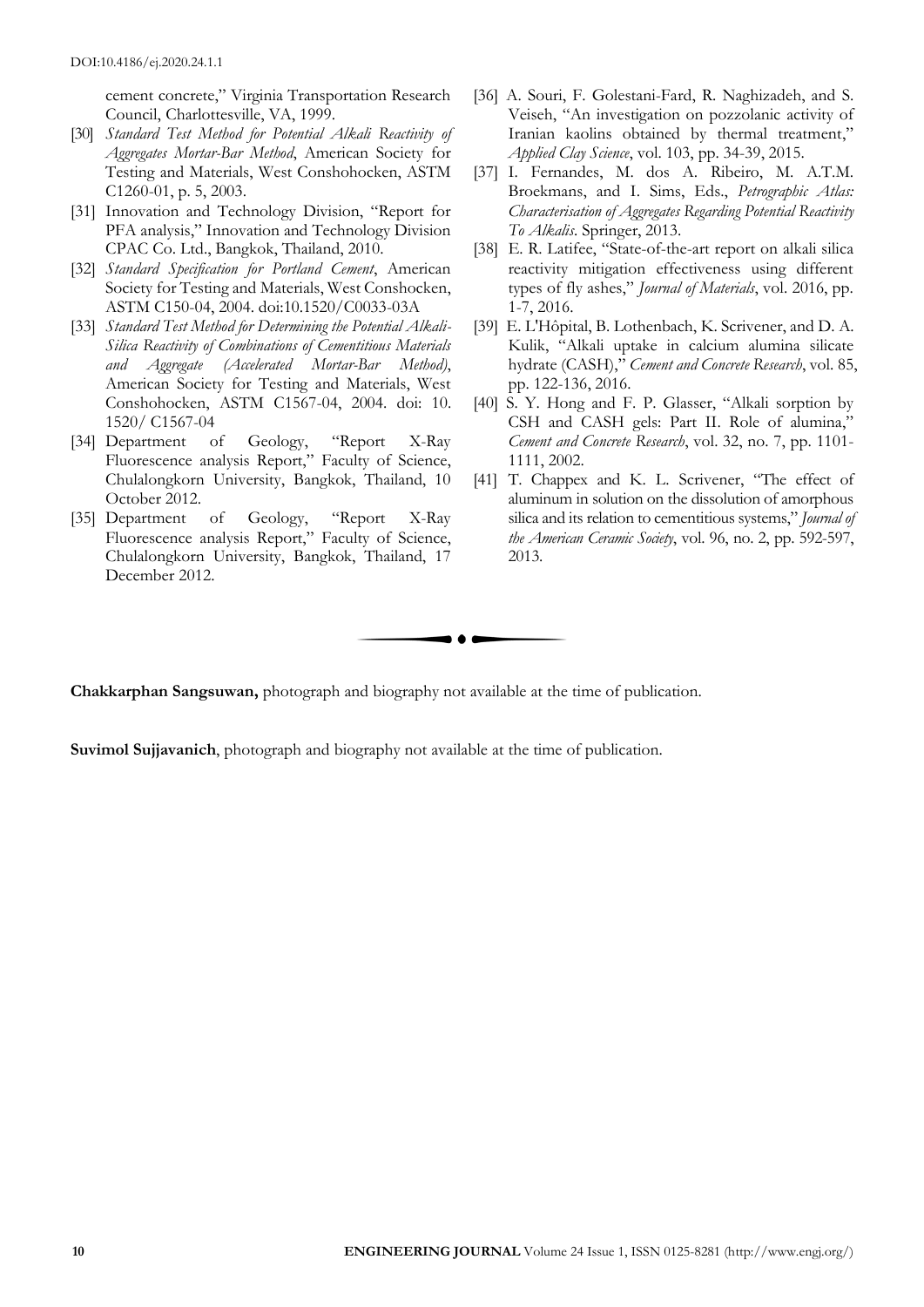cement concrete," Virginia Transportation Research Council, Charlottesville, VA, 1999.

[30] *Standard Test Method for Potential Alkali Reactivity of Aggregates Mortar-Bar Method*, American Society for Testing and Materials, West Conshohocken, ASTM C1260-01, p. 5, 2003.

[31] Innovation and Technology Division, "Report for PFA analysis," Innovation and Technology Division CPAC Co. Ltd., Bangkok, Thailand, 2010.

[32] *Standard Specification for Portland Cement*, American Society for Testing and Materials, West Conshocken, ASTM C150-04, 2004. doi:10.1520/C0033-03A

[33] *Standard Test Method for Determining the Potential Alkali-Silica Reactivity of Combinations of Cementitious Materials and Aggregate (Accelerated Mortar-Bar Method)*, American Society for Testing and Materials, West Conshohocken, ASTM C1567-04, 2004. doi: 10. 1520/ C1567-04

[34] Department of Geology, "Report X-Ray Fluorescence analysis Report," Faculty of Science, Chulalongkorn University, Bangkok, Thailand, 10 October 2012.

[35] Department of Geology, "Report X-Ray Fluorescence analysis Report," Faculty of Science, Chulalongkorn University, Bangkok, Thailand, 17 December 2012.

[36] A. Souri, F. Golestani-Fard, R. Naghizadeh, and S. Veiseh, "An investigation on pozzolanic activity of Iranian kaolins obtained by thermal treatment," *Applied Clay Science*, vol. 103, pp. 34-39, 2015.

[37] I. Fernandes, M. dos A. Ribeiro, M. A.T.M. Broekmans, and I. Sims, Eds., *Petrographic Atlas: Characterisation of Aggregates Regarding Potential Reactivity To Alkalis*. Springer, 2013.

[38] E. R. Latifee, "State-of-the-art report on alkali silica reactivity mitigation effectiveness using different types of fly ashes," *Journal of Materials*, vol. 2016, pp. 1-7, 2016.

[39] E. L'Hôpital, B. Lothenbach, K. Scrivener, and D. A. Kulik, "Alkali uptake in calcium alumina silicate hydrate (CASH)," *Cement and Concrete Research*, vol. 85, pp. 122-136, 2016.

[40] S. Y. Hong and F. P. Glasser, "Alkali sorption by CSH and CASH gels: Part II. Role of alumina," *Cement and Concrete Research*, vol. 32, no. 7, pp. 1101-1111, 2002.

[41] T. Chappex and K. L. Scrivener, "The effect of aluminum in solution on the dissolution of amorphous silica and its relation to cementitious systems," *Journal of the American Ceramic Society*, vol. 96, no. 2, pp. 592-597, 2013.

**Chakkarphan Sangsuwan,** photograph and biography not available at the time of publication.

**Suvimol Sujjavanich**, photograph and biography not available at the time of publication.